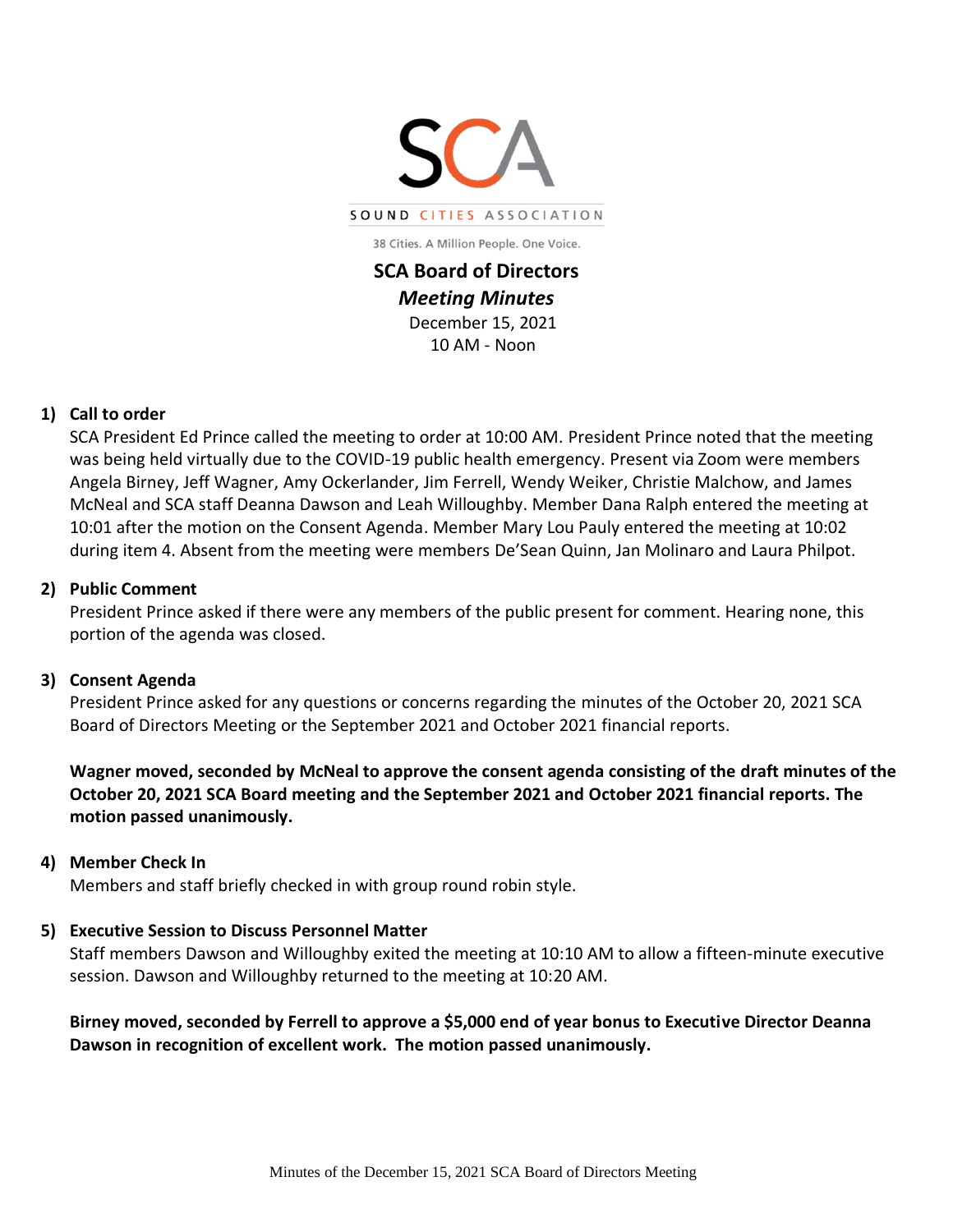SCA

SOUND CITIES ASSOCIATION

38 Cities. A Million People. One Voice.

# SCA Board of Directors

## *Meeting Minutes*

December 15, 2021
10 AM - Noon

1) **Call to order**
   SCA President Ed Prince called the meeting to order at 10:00 AM. President Prince noted that the meeting was being held virtually due to the COVID-19 public health emergency. Present via Zoom were members Angela Birney, Jeff Wagner, Amy Ockerlander, Jim Ferrell, Wendy Weiker, Christie Malchow, and James McNeal and SCA staff Deanna Dawson and Leah Willoughby. Member Dana Ralph entered the meeting at 10:01 after the motion on the Consent Agenda. Member Mary Lou Pauly entered the meeting at 10:02 during item 4. Absent from the meeting were members De'Sean Quinn, Jan Molinaro and Laura Philpot.

2) **Public Comment**
   President Prince asked if there were any members of the public present for comment. Hearing none, this portion of the agenda was closed.

3) **Consent Agenda**
   President Prince asked for any questions or concerns regarding the minutes of the October 20, 2021 SCA Board of Directors Meeting or the September 2021 and October 2021 financial reports.

   **Wagner moved, seconded by McNeal to approve the consent agenda consisting of the draft minutes of the October 20, 2021 SCA Board meeting and the September 2021 and October 2021 financial reports. The motion passed unanimously.**

4) **Member Check In**
   Members and staff briefly checked in with group round robin style.

5) **Executive Session to Discuss Personnel Matter**
   Staff members Dawson and Willoughby exited the meeting at 10:10 AM to allow a fifteen-minute executive session. Dawson and Willoughby returned to the meeting at 10:20 AM.

   **Birney moved, seconded by Ferrell to approve a $5,000 end of year bonus to Executive Director Deanna Dawson in recognition of excellent work. The motion passed unanimously.**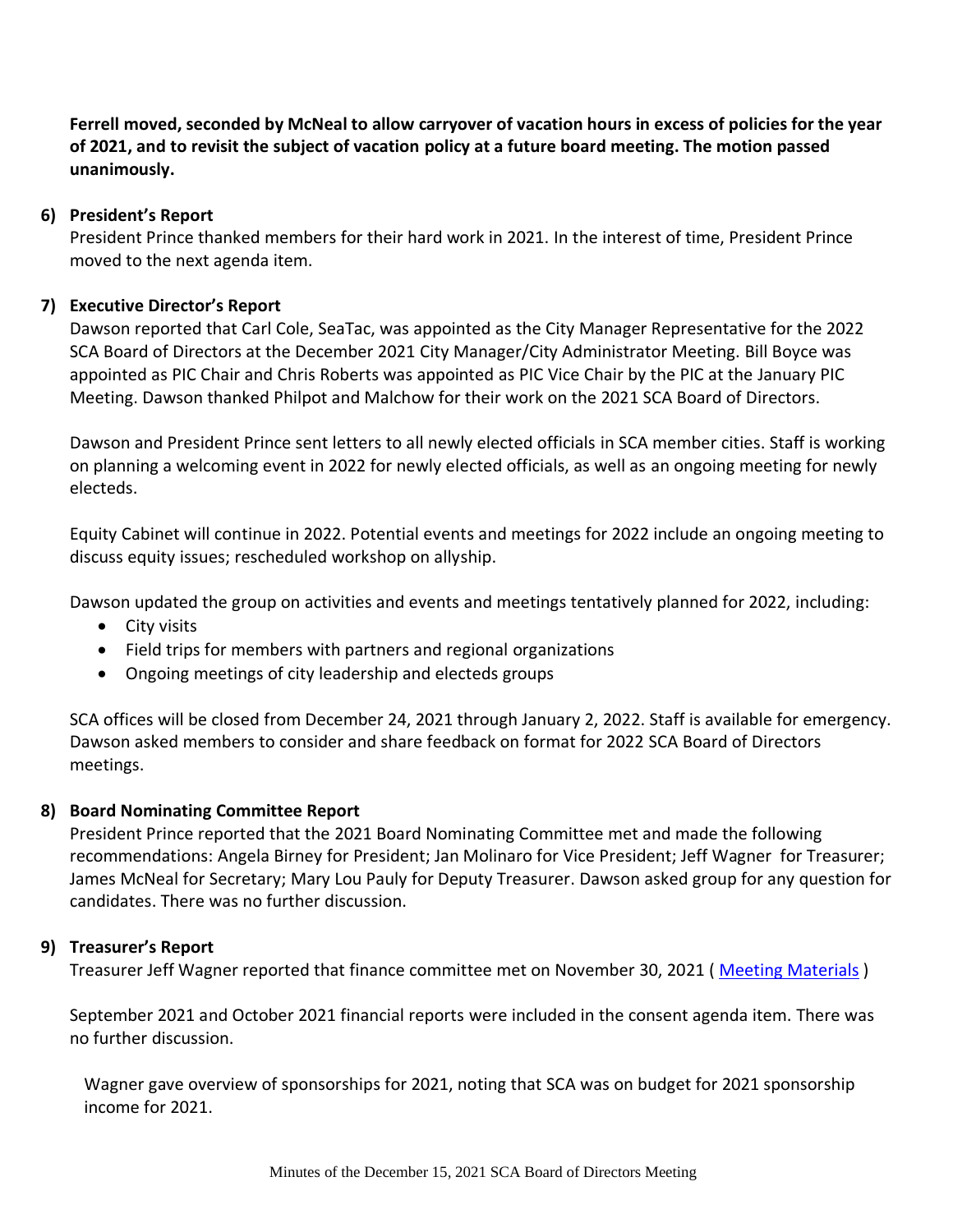**Ferrell moved, seconded by McNeal to allow carryover of vacation hours in excess of policies for the year of 2021, and to revisit the subject of vacation policy at a future board meeting. The motion passed unanimously.**

6) **President's Report**

President Prince thanked members for their hard work in 2021. In the interest of time, President Prince moved to the next agenda item.

7) **Executive Director's Report**

Dawson reported that Carl Cole, SeaTac, was appointed as the City Manager Representative for the 2022 SCA Board of Directors at the December 2021 City Manager/City Administrator Meeting. Bill Boyce was appointed as PIC Chair and Chris Roberts was appointed as PIC Vice Chair by the PIC at the January PIC Meeting. Dawson thanked Philpot and Malchow for their work on the 2021 SCA Board of Directors.

Dawson and President Prince sent letters to all newly elected officials in SCA member cities. Staff is working on planning a welcoming event in 2022 for newly elected officials, as well as an ongoing meeting for newly electeds.

Equity Cabinet will continue in 2022. Potential events and meetings for 2022 include an ongoing meeting to discuss equity issues; rescheduled workshop on allyship.

Dawson updated the group on activities and events and meetings tentatively planned for 2022, including:

- City visits
- Field trips for members with partners and regional organizations
- Ongoing meetings of city leadership and electeds groups

SCA offices will be closed from December 24, 2021 through January 2, 2022. Staff is available for emergency. Dawson asked members to consider and share feedback on format for 2022 SCA Board of Directors meetings.

8) **Board Nominating Committee Report**

President Prince reported that the 2021 Board Nominating Committee met and made the following recommendations: Angela Birney for President; Jan Molinaro for Vice President; Jeff Wagner for Treasurer; James McNeal for Secretary; Mary Lou Pauly for Deputy Treasurer. Dawson asked group for any question for candidates. There was no further discussion.

9) **Treasurer's Report**

Treasurer Jeff Wagner reported that finance committee met on November 30, 2021 ( [Meeting Materials](#) )

September 2021 and October 2021 financial reports were included in the consent agenda item. There was no further discussion.

Wagner gave overview of sponsorships for 2021, noting that SCA was on budget for 2021 sponsorship income for 2021.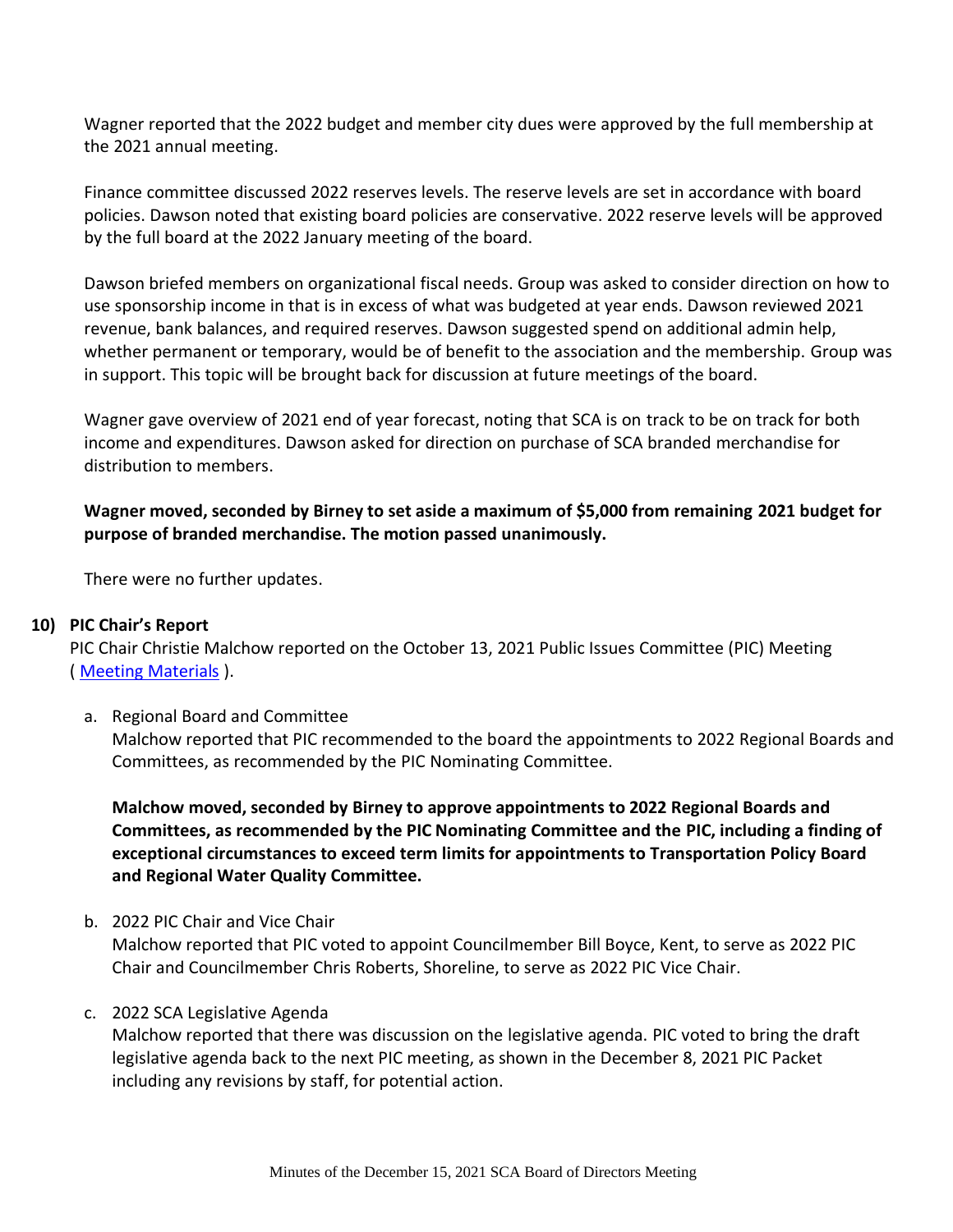Wagner reported that the 2022 budget and member city dues were approved by the full membership at the 2021 annual meeting.

Finance committee discussed 2022 reserves levels. The reserve levels are set in accordance with board policies. Dawson noted that existing board policies are conservative. 2022 reserve levels will be approved by the full board at the 2022 January meeting of the board.

Dawson briefed members on organizational fiscal needs. Group was asked to consider direction on how to use sponsorship income in that is in excess of what was budgeted at year ends. Dawson reviewed 2021 revenue, bank balances, and required reserves. Dawson suggested spend on additional admin help, whether permanent or temporary, would be of benefit to the association and the membership. Group was in support. This topic will be brought back for discussion at future meetings of the board.

Wagner gave overview of 2021 end of year forecast, noting that SCA is on track to be on track for both income and expenditures. Dawson asked for direction on purchase of SCA branded merchandise for distribution to members.

**Wagner moved, seconded by Birney to set aside a maximum of $5,000 from remaining 2021 budget for purpose of branded merchandise. The motion passed unanimously.**

There were no further updates.

## 10) PIC Chair's Report

PIC Chair Christie Malchow reported on the October 13, 2021 Public Issues Committee (PIC) Meeting ( Meeting Materials ).

a. Regional Board and Committee
Malchow reported that PIC recommended to the board the appointments to 2022 Regional Boards and Committees, as recommended by the PIC Nominating Committee.

**Malchow moved, seconded by Birney to approve appointments to 2022 Regional Boards and Committees, as recommended by the PIC Nominating Committee and the PIC, including a finding of exceptional circumstances to exceed term limits for appointments to Transportation Policy Board and Regional Water Quality Committee.**

b. 2022 PIC Chair and Vice Chair
Malchow reported that PIC voted to appoint Councilmember Bill Boyce, Kent, to serve as 2022 PIC Chair and Councilmember Chris Roberts, Shoreline, to serve as 2022 PIC Vice Chair.

c. 2022 SCA Legislative Agenda
Malchow reported that there was discussion on the legislative agenda. PIC voted to bring the draft legislative agenda back to the next PIC meeting, as shown in the December 8, 2021 PIC Packet including any revisions by staff, for potential action.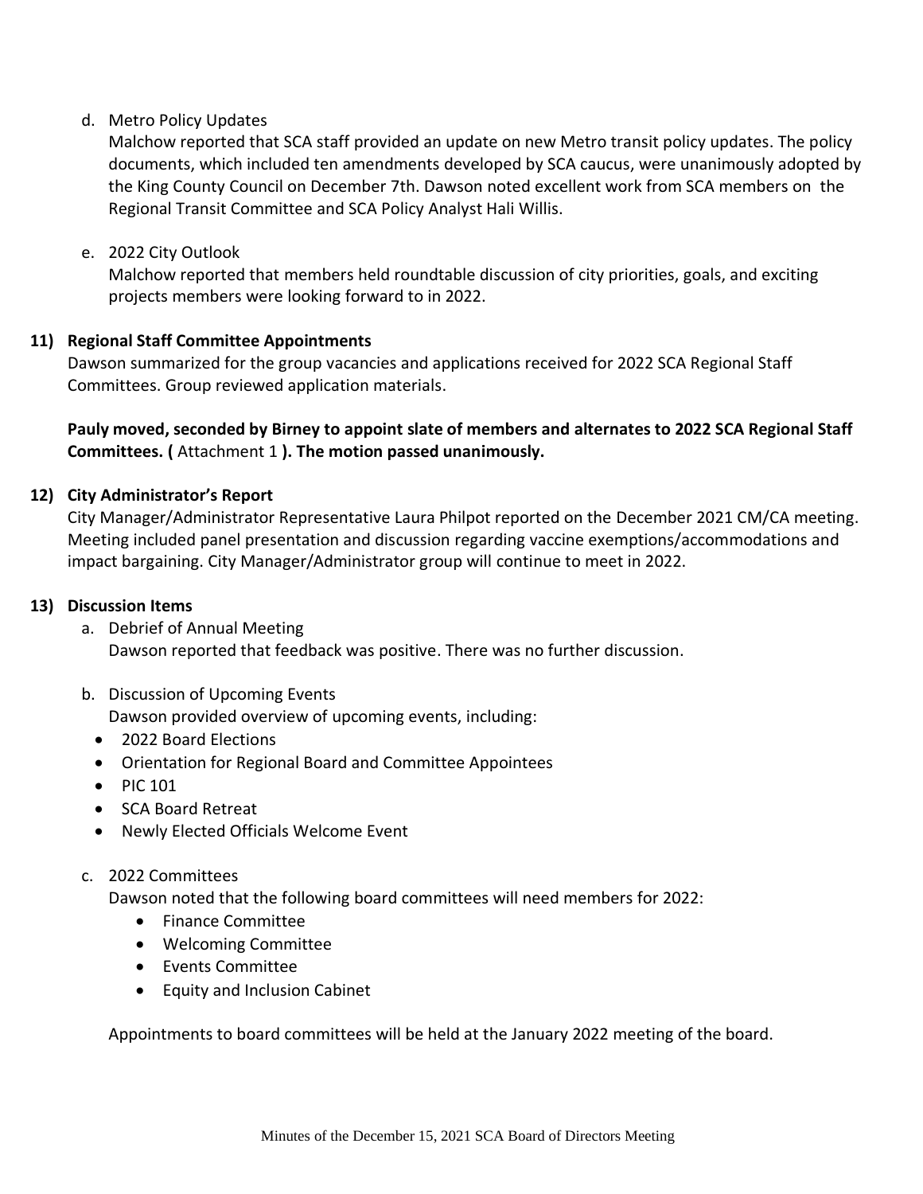d. Metro Policy Updates

Malchow reported that SCA staff provided an update on new Metro transit policy updates. The policy documents, which included ten amendments developed by SCA caucus, were unanimously adopted by the King County Council on December 7th. Dawson noted excellent work from SCA members on the Regional Transit Committee and SCA Policy Analyst Hali Willis.

e. 2022 City Outlook

Malchow reported that members held roundtable discussion of city priorities, goals, and exciting projects members were looking forward to in 2022.

**11) Regional Staff Committee Appointments**

Dawson summarized for the group vacancies and applications received for 2022 SCA Regional Staff Committees. Group reviewed application materials.

**Pauly moved, seconded by Birney to appoint slate of members and alternates to 2022 SCA Regional Staff Committees. (** Attachment 1 **). The motion passed unanimously.**

**12) City Administrator's Report**

City Manager/Administrator Representative Laura Philpot reported on the December 2021 CM/CA meeting. Meeting included panel presentation and discussion regarding vaccine exemptions/accommodations and impact bargaining. City Manager/Administrator group will continue to meet in 2022.

**13) Discussion Items**

a. Debrief of Annual Meeting

Dawson reported that feedback was positive. There was no further discussion.

b. Discussion of Upcoming Events

Dawson provided overview of upcoming events, including:

- 2022 Board Elections
- Orientation for Regional Board and Committee Appointees
- PIC 101
- SCA Board Retreat
- Newly Elected Officials Welcome Event

c. 2022 Committees

Dawson noted that the following board committees will need members for 2022:

- Finance Committee
- Welcoming Committee
- Events Committee
- Equity and Inclusion Cabinet

Appointments to board committees will be held at the January 2022 meeting of the board.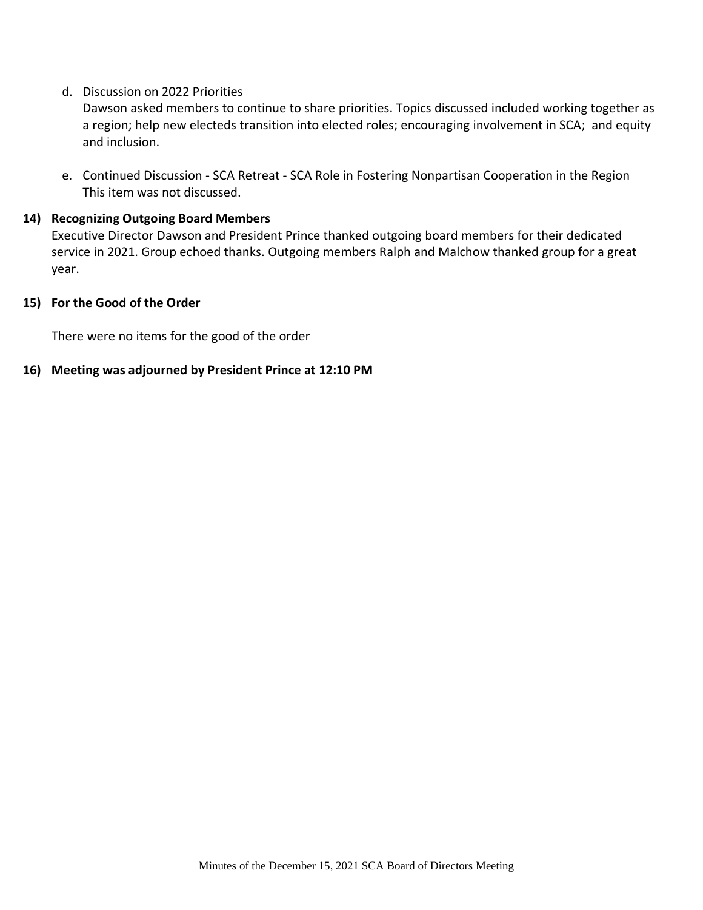d. Discussion on 2022 Priorities

   Dawson asked members to continue to share priorities. Topics discussed included working together as a region; help new electeds transition into elected roles; encouraging involvement in SCA; and equity and inclusion.

e. Continued Discussion - SCA Retreat - SCA Role in Fostering Nonpartisan Cooperation in the Region

   This item was not discussed.

**14) Recognizing Outgoing Board Members**

Executive Director Dawson and President Prince thanked outgoing board members for their dedicated service in 2021. Group echoed thanks. Outgoing members Ralph and Malchow thanked group for a great year.

**15) For the Good of the Order**

There were no items for the good of the order

**16) Meeting was adjourned by President Prince at 12:10 PM**